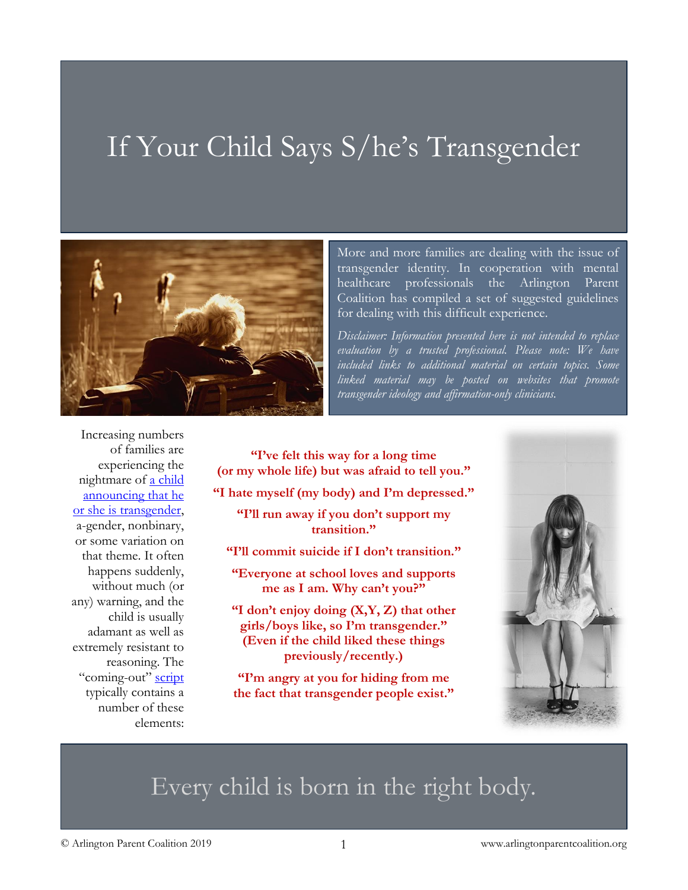# If Your Child Says S/he's Transgender

More and more families are dealing with the issue of transgender identity. In cooperation with mental healthcare professionals the Arlington Parent Coalition has compiled a set of suggested guidelines for dealing with this difficult experience.

*Disclaimer: Information presented here is not intended to replace evaluation by a trusted professional. Please note: We have included links to additional material on certain topics. Some linked material may be posted on websites that promote transgender ideology and affirmation-only clinicians.*

Increasing numbers of families are experiencing the nightmare of a child announcing that he or she is transgender, a-gender, nonbinary, or some variation on that theme. It often happens suddenly, without much (or any) warning, and the child is usually adamant as well as extremely resistant to reasoning. The "coming-out" script typically contains a number of these elements:

**"I've felt this way for a long time (or my whole life) but was afraid to tell you."**

**"I hate myself (my body) and I'm depressed."**

**"I'll run away if you don't support my transition."**

**"I'll commit suicide if I don't transition."**

**"Everyone at school loves and supports me as I am. Why can't you?"**

**"I don't enjoy doing (X,Y, Z) that other girls/boys like, so I'm transgender." (Even if the child liked these things previously/recently.)**

**"I'm angry at you for hiding from me the fact that transgender people exist."**

## Every child is born in the right body.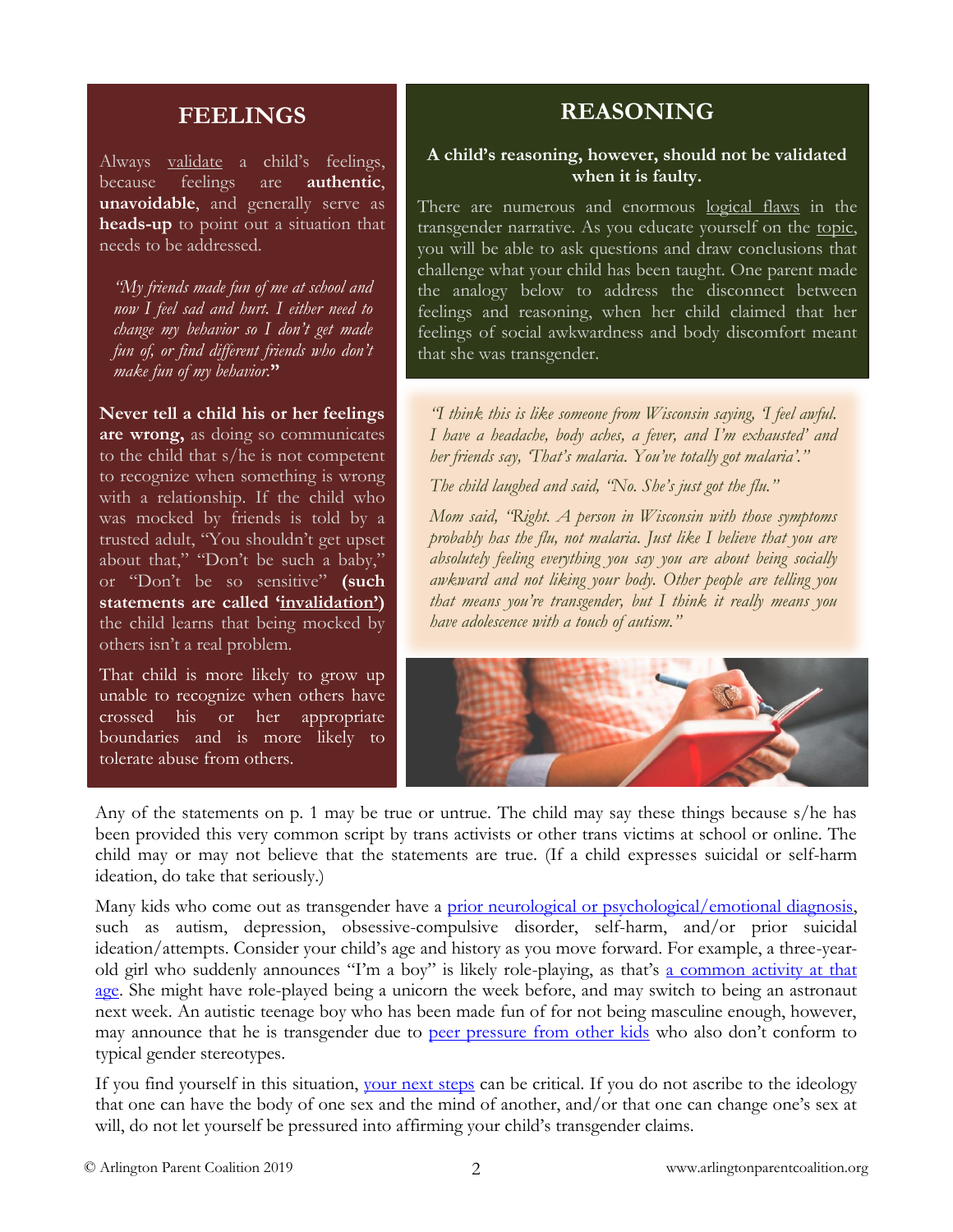## FEELINGS

Always validate a child's feelings, because feelings are **authentic**, **unavoidable**, and generally serve as **heads-up** to point out a situation that needs to be addressed.

*"My friends made fun of me at school and now I feel sad and hurt. I either need to change my behavior so I don't get made fun of, or find different friends who don't make fun of my behavior."*

**Never tell a child his or her feelings are wrong,** as doing so communicates to the child that s/he is not competent to recognize when something is wrong with a relationship. If the child who was mocked by friends is told by a trusted adult, "You shouldn't get upset about that," "Don't be such a baby," or "Don't be so sensitive" **(such statements are called 'invalidation')** the child learns that being mocked by others isn't a real problem.

That child is more likely to grow up unable to recognize when others have crossed his or her appropriate boundaries and is more likely to tolerate abuse from others.

## REASONING

**A child's reasoning, however, should not be validated when it is faulty.**

There are numerous and enormous logical flaws in the transgender narrative. As you educate yourself on the topic, you will be able to ask questions and draw conclusions that challenge what your child has been taught. One parent made the analogy below to address the disconnect between feelings and reasoning, when her child claimed that her feelings of social awkwardness and body discomfort meant that she was transgender.

*"I think this is like someone from Wisconsin saying, 'I feel awful. I have a headache, body aches, a fever, and I'm exhausted' and her friends say, 'That's malaria. You've totally got malaria'."*

*The child laughed and said, "No. She's just got the flu."*

*Mom said, "Right. A person in Wisconsin with those symptoms probably has the flu, not malaria. Just like I believe that you are absolutely feeling everything you say you are about being socially awkward and not liking your body. Other people are telling you that means you're transgender, but I think it really means you have adolescence with a touch of autism."*

Any of the statements on p. 1 may be true or untrue. The child may say these things because s/he has been provided this very common script by trans activists or other trans victims at school or online. The child may or may not believe that the statements are true. (If a child expresses suicidal or self-harm ideation, do take that seriously.)

Many kids who come out as transgender have a prior neurological or psychological/emotional diagnosis, such as autism, depression, obsessive-compulsive disorder, self-harm, and/or prior suicidal ideation/attempts. Consider your child's age and history as you move forward. For example, a three-year-old girl who suddenly announces "I'm a boy" is likely role-playing, as that's a common activity at that age. She might have role-played being a unicorn the week before, and may switch to being an astronaut next week. An autistic teenage boy who has been made fun of for not being masculine enough, however, may announce that he is transgender due to peer pressure from other kids who also don't conform to typical gender stereotypes.

If you find yourself in this situation, your next steps can be critical. If you do not ascribe to the ideology that one can have the body of one sex and the mind of another, and/or that one can change one's sex at will, do not let yourself be pressured into affirming your child's transgender claims.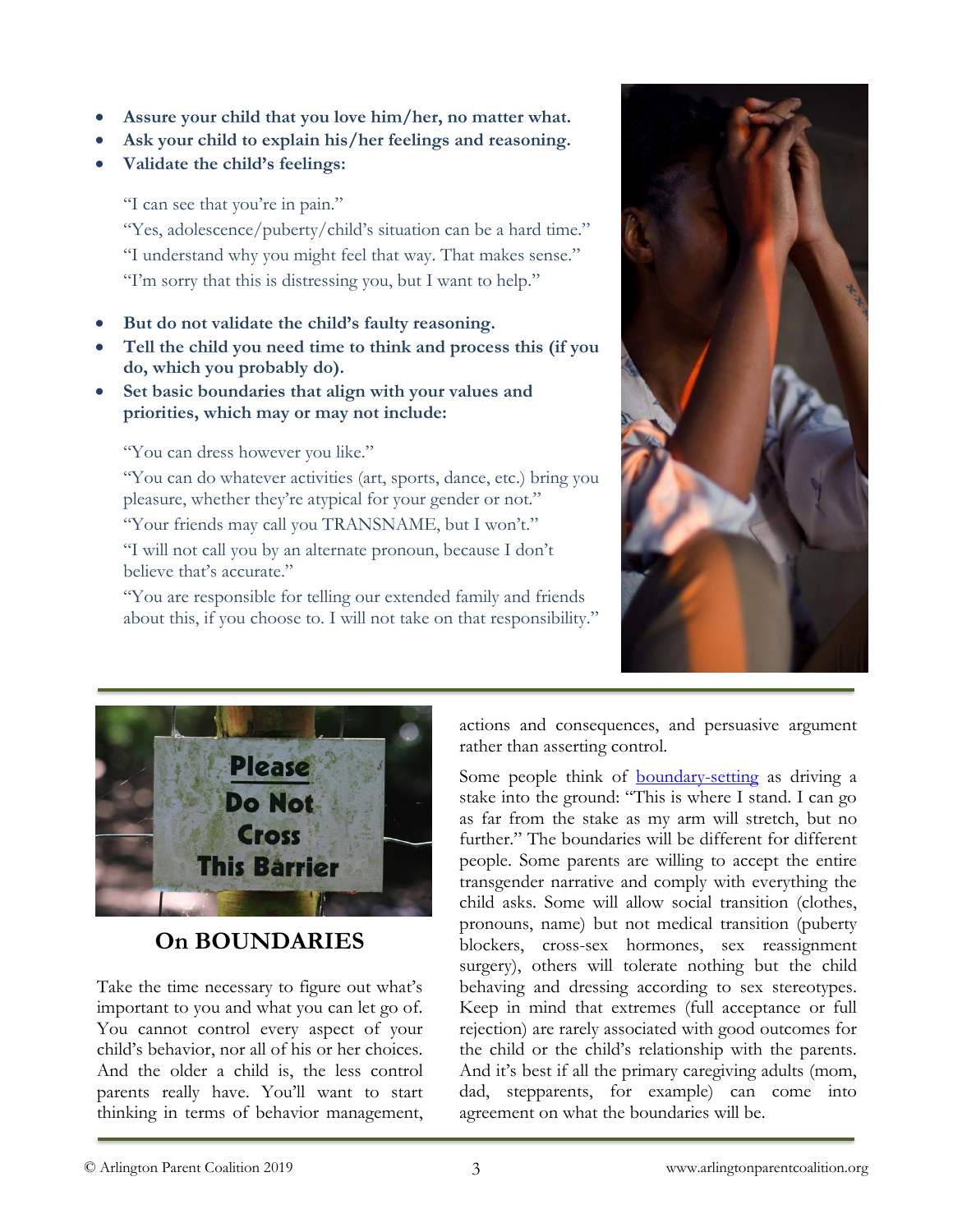- **Assure your child that you love him/her, no matter what.**
- **Ask your child to explain his/her feelings and reasoning.**
- **Validate the child's feelings:**

  "I can see that you're in pain."
  "Yes, adolescence/puberty/child's situation can be a hard time."
  "I understand why you might feel that way. That makes sense."
  "I'm sorry that this is distressing you, but I want to help."

- **But do not validate the child's faulty reasoning.**
- **Tell the child you need time to think and process this (if you do, which you probably do).**
- **Set basic boundaries that align with your values and priorities, which may or may not include:**

  "You can dress however you like."
  "You can do whatever activities (art, sports, dance, etc.) bring you pleasure, whether they're atypical for your gender or not."
  "Your friends may call you TRANSNAME, but I won't."
  "I will not call you by an alternate pronoun, because I don't believe that's accurate."
  "You are responsible for telling our extended family and friends about this, if you choose to. I will not take on that responsibility."

## On BOUNDARIES

Take the time necessary to figure out what's important to you and what you can let go of. You cannot control every aspect of your child's behavior, nor all of his or her choices. And the older a child is, the less control parents really have. You'll want to start thinking in terms of behavior management, actions and consequences, and persuasive argument rather than asserting control.

Some people think of boundary-setting as driving a stake into the ground: "This is where I stand. I can go as far from the stake as my arm will stretch, but no further." The boundaries will be different for different people. Some parents are willing to accept the entire transgender narrative and comply with everything the child asks. Some will allow social transition (clothes, pronouns, name) but not medical transition (puberty blockers, cross-sex hormones, sex reassignment surgery), others will tolerate nothing but the child behaving and dressing according to sex stereotypes. Keep in mind that extremes (full acceptance or full rejection) are rarely associated with good outcomes for the child or the child's relationship with the parents. And it's best if all the primary caregiving adults (mom, dad, stepparents, for example) can come into agreement on what the boundaries will be.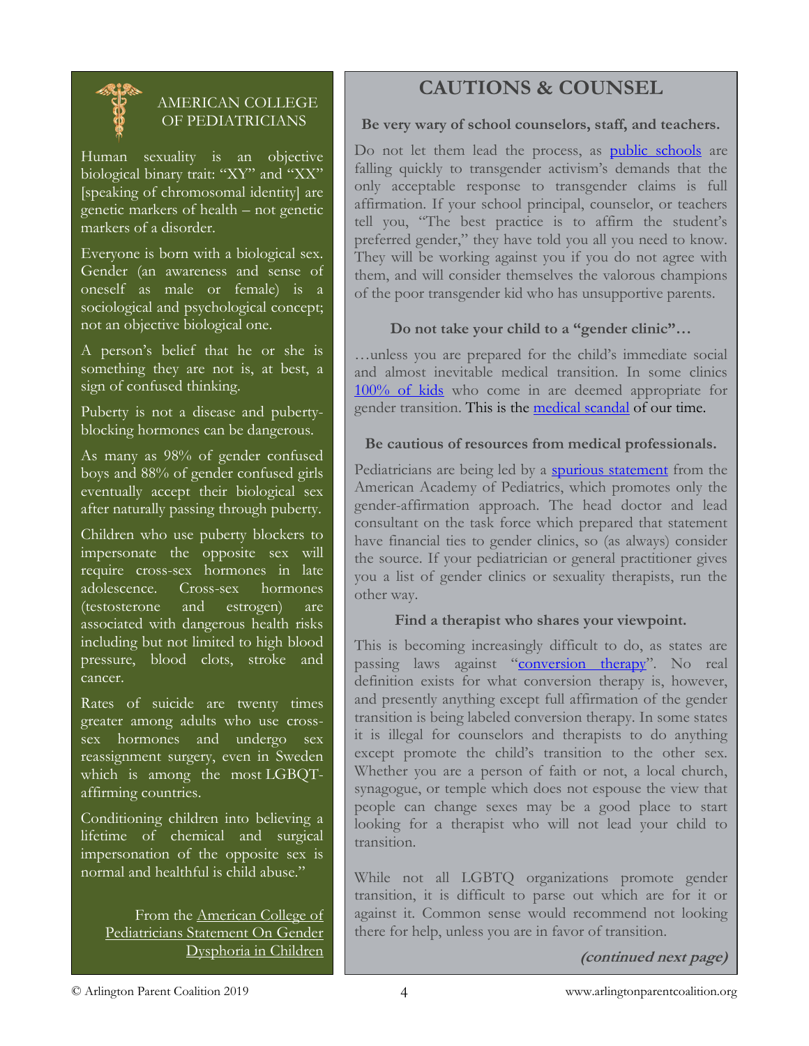## AMERICAN COLLEGE OF PEDIATRICIANS

Human sexuality is an objective biological binary trait: "XY" and "XX" [speaking of chromosomal identity] are genetic markers of health – not genetic markers of a disorder.

Everyone is born with a biological sex. Gender (an awareness and sense of oneself as male or female) is a sociological and psychological concept; not an objective biological one.

A person's belief that he or she is something they are not is, at best, a sign of confused thinking.

Puberty is not a disease and puberty-blocking hormones can be dangerous.

As many as 98% of gender confused boys and 88% of gender confused girls eventually accept their biological sex after naturally passing through puberty.

Children who use puberty blockers to impersonate the opposite sex will require cross-sex hormones in late adolescence. Cross-sex hormones (testosterone and estrogen) are associated with dangerous health risks including but not limited to high blood pressure, blood clots, stroke and cancer.

Rates of suicide are twenty times greater among adults who use cross-sex hormones and undergo sex reassignment surgery, even in Sweden which is among the most LGBQT-affirming countries.

Conditioning children into believing a lifetime of chemical and surgical impersonation of the opposite sex is normal and healthful is child abuse."

From the American College of Pediatricians Statement On Gender Dysphoria in Children

## CAUTIONS & COUNSEL

**Be very wary of school counselors, staff, and teachers.**

Do not let them lead the process, as public schools are falling quickly to transgender activism's demands that the only acceptable response to transgender claims is full affirmation. If your school principal, counselor, or teachers tell you, "The best practice is to affirm the student's preferred gender," they have told you all you need to know. They will be working against you if you do not agree with them, and will consider themselves the valorous champions of the poor transgender kid who has unsupportive parents.

**Do not take your child to a "gender clinic"…**

…unless you are prepared for the child's immediate social and almost inevitable medical transition. In some clinics 100% of kids who come in are deemed appropriate for gender transition. This is the medical scandal of our time.

**Be cautious of resources from medical professionals.**

Pediatricians are being led by a spurious statement from the American Academy of Pediatrics, which promotes only the gender-affirmation approach. The head doctor and lead consultant on the task force which prepared that statement have financial ties to gender clinics, so (as always) consider the source. If your pediatrician or general practitioner gives you a list of gender clinics or sexuality therapists, run the other way.

**Find a therapist who shares your viewpoint.**

This is becoming increasingly difficult to do, as states are passing laws against "conversion therapy". No real definition exists for what conversion therapy is, however, and presently anything except full affirmation of the gender transition is being labeled conversion therapy. In some states it is illegal for counselors and therapists to do anything except promote the child's transition to the other sex. Whether you are a person of faith or not, a local church, synagogue, or temple which does not espouse the view that people can change sexes may be a good place to start looking for a therapist who will not lead your child to transition.

While not all LGBTQ organizations promote gender transition, it is difficult to parse out which are for it or against it. Common sense would recommend not looking there for help, unless you are in favor of transition.

***(continued next page)***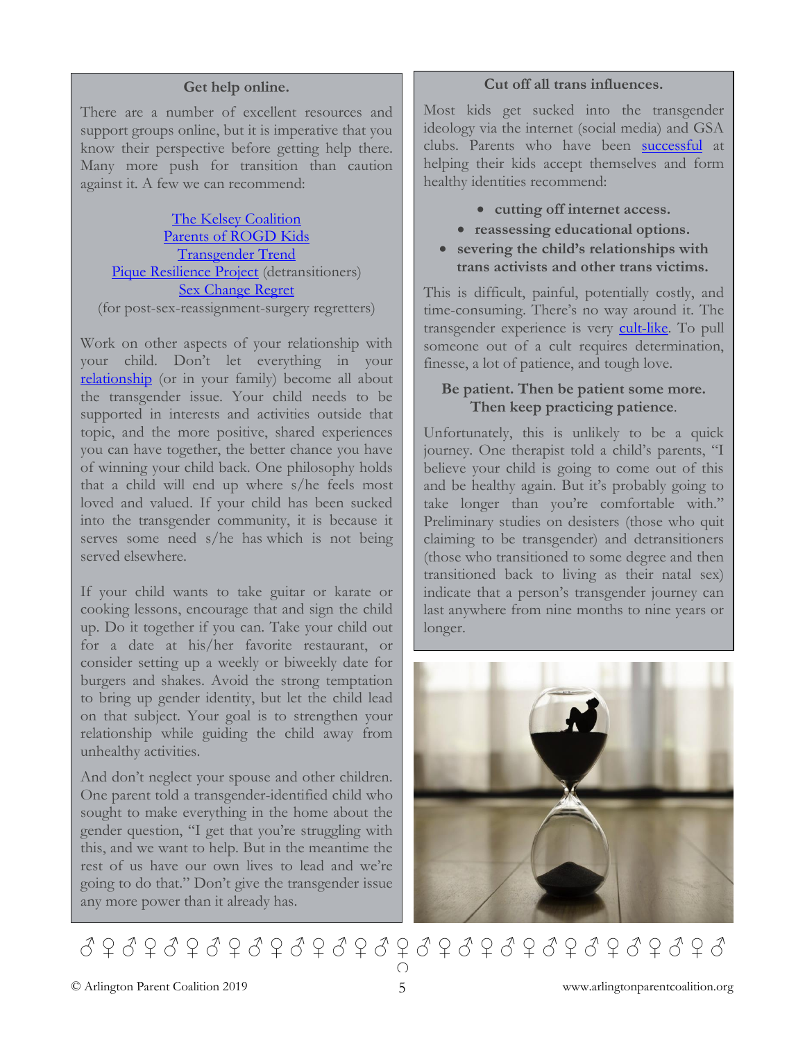**Get help online.**

There are a number of excellent resources and support groups online, but it is imperative that you know their perspective before getting help there. Many more push for transition than caution against it. A few we can recommend:

The Kelsey Coalition
Parents of ROGD Kids
Transgender Trend
Pique Resilience Project (detransitioners)
Sex Change Regret
(for post-sex-reassignment-surgery regretters)

Work on other aspects of your relationship with your child. Don't let everything in your relationship (or in your family) become all about the transgender issue. Your child needs to be supported in interests and activities outside that topic, and the more positive, shared experiences you can have together, the better chance you have of winning your child back. One philosophy holds that a child will end up where s/he feels most loved and valued. If your child has been sucked into the transgender community, it is because it serves some need s/he has which is not being served elsewhere.

If your child wants to take guitar or karate or cooking lessons, encourage that and sign the child up. Do it together if you can. Take your child out for a date at his/her favorite restaurant, or consider setting up a weekly or biweekly date for burgers and shakes. Avoid the strong temptation to bring up gender identity, but let the child lead on that subject. Your goal is to strengthen your relationship while guiding the child away from unhealthy activities.

And don't neglect your spouse and other children. One parent told a transgender-identified child who sought to make everything in the home about the gender question, "I get that you're struggling with this, and we want to help. But in the meantime the rest of us have our own lives to lead and we're going to do that." Don't give the transgender issue any more power than it already has.

**Cut off all trans influences.**

Most kids get sucked into the transgender ideology via the internet (social media) and GSA clubs. Parents who have been successful at helping their kids accept themselves and form healthy identities recommend:

- **cutting off internet access.**
- **reassessing educational options.**
- **severing the child's relationships with trans activists and other trans victims.**

This is difficult, painful, potentially costly, and time-consuming. There's no way around it. The transgender experience is very cult-like. To pull someone out of a cult requires determination, finesse, a lot of patience, and tough love.

**Be patient. Then be patient some more. Then keep practicing patience.**

Unfortunately, this is unlikely to be a quick journey. One therapist told a child's parents, "I believe your child is going to come out of this and be healthy again. But it's probably going to take longer than you're comfortable with." Preliminary studies on desisters (those who quit claiming to be transgender) and detransitioners (those who transitioned to some degree and then transitioned back to living as their natal sex) indicate that a person's transgender journey can last anywhere from nine months to nine years or longer.

© Arlington Parent Coalition 2019 www.arlingtonparentcoalition.org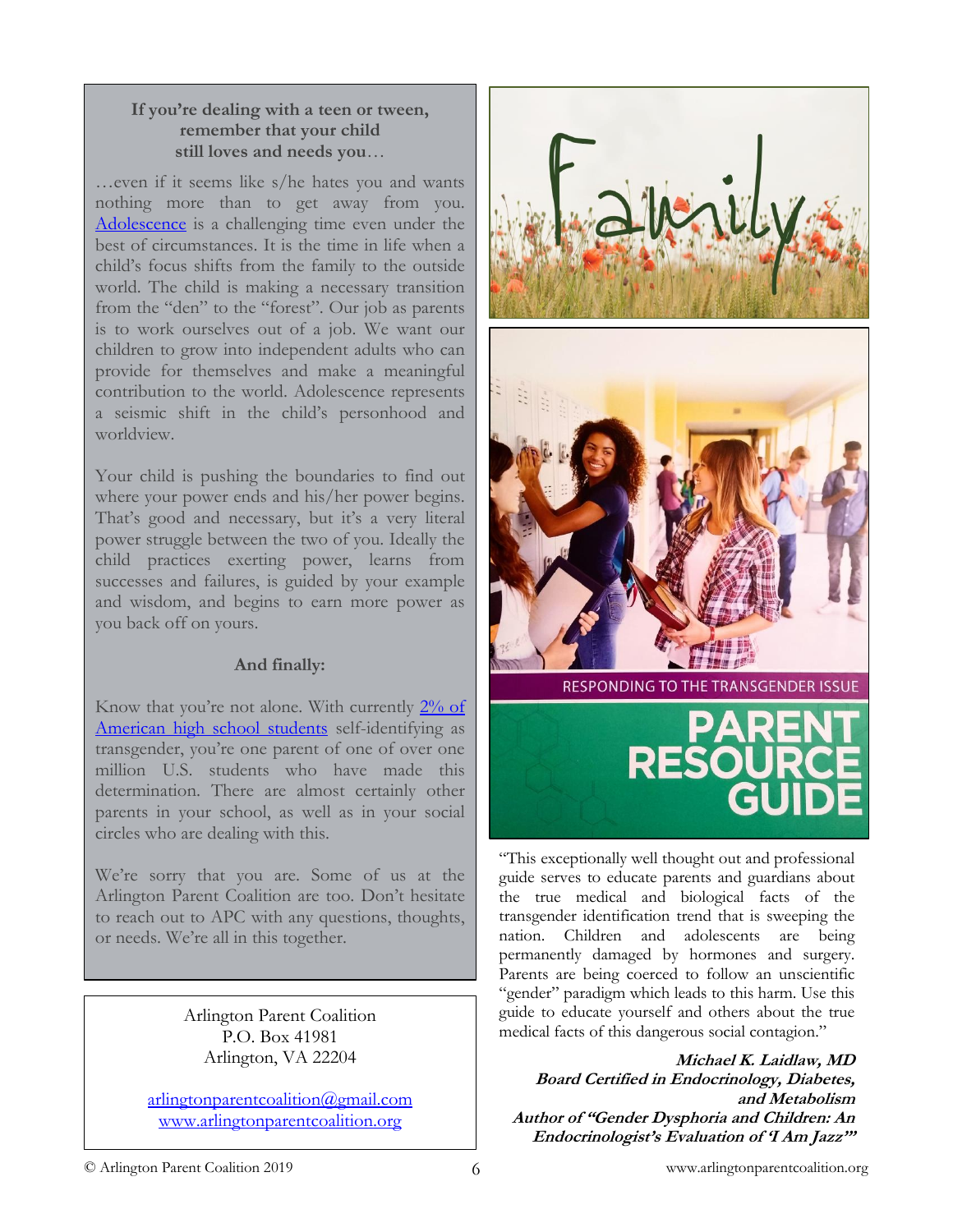**If you're dealing with a teen or tween, remember that your child still loves and needs you**…

…even if it seems like s/he hates you and wants nothing more than to get away from you. Adolescence is a challenging time even under the best of circumstances. It is the time in life when a child's focus shifts from the family to the outside world. The child is making a necessary transition from the "den" to the "forest". Our job as parents is to work ourselves out of a job. We want our children to grow into independent adults who can provide for themselves and make a meaningful contribution to the world. Adolescence represents a seismic shift in the child's personhood and worldview.

Your child is pushing the boundaries to find out where your power ends and his/her power begins. That's good and necessary, but it's a very literal power struggle between the two of you. Ideally the child practices exerting power, learns from successes and failures, is guided by your example and wisdom, and begins to earn more power as you back off on yours.

**And finally:**

Know that you're not alone. With currently 2% of American high school students self-identifying as transgender, you're one parent of one of over one million U.S. students who have made this determination. There are almost certainly other parents in your school, as well as in your social circles who are dealing with this.

We're sorry that you are. Some of us at the Arlington Parent Coalition are too. Don't hesitate to reach out to APC with any questions, thoughts, or needs. We're all in this together.

Arlington Parent Coalition
P.O. Box 41981
Arlington, VA 22204

arlingtonparentcoalition@gmail.com
www.arlingtonparentcoalition.org

Family

RESPONDING TO THE TRANSGENDER ISSUE

PARENT RESOURCE GUIDE

"This exceptionally well thought out and professional guide serves to educate parents and guardians about the true medical and biological facts of the transgender identification trend that is sweeping the nation. Children and adolescents are being permanently damaged by hormones and surgery. Parents are being coerced to follow an unscientific "gender" paradigm which leads to this harm. Use this guide to educate yourself and others about the true medical facts of this dangerous social contagion."

***Michael K. Laidlaw, MD***
***Board Certified in Endocrinology, Diabetes, and Metabolism***
***Author of "Gender Dysphoria and Children: An Endocrinologist's Evaluation of 'I Am Jazz'"***

© Arlington Parent Coalition 2019